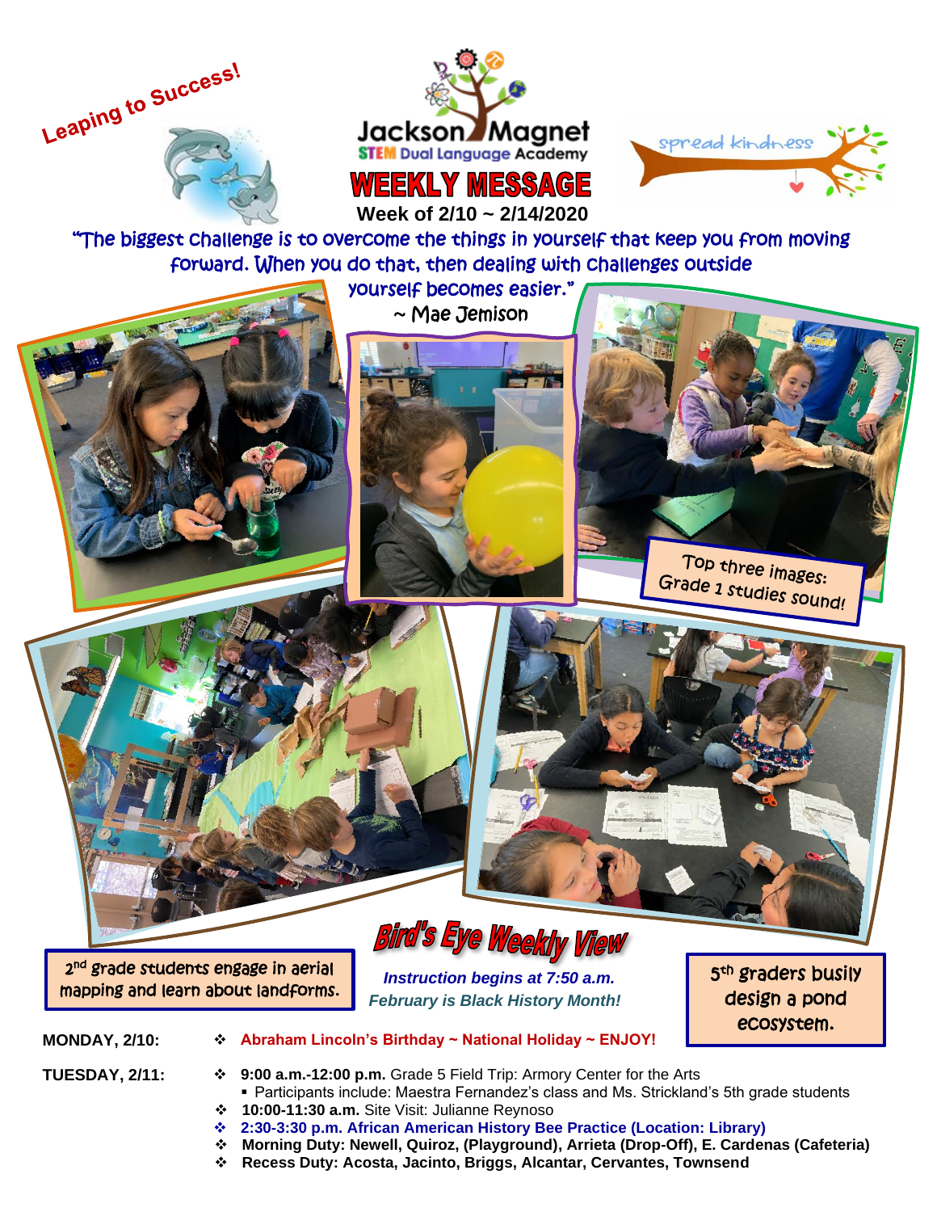Leaping to Success!

# Jackson Magnet

STEM Dual Language Academy

spread kindness

# WEEKLY MESSAGE

**Week of 2/10 ~ 2/14/2020**

"The biggest challenge is to overcome the things in yourself that keep you from moving forward. When you do that, then dealing with challenges outside yourself becomes easier."
~ Mae Jemison

Top three images: Grade 1 studies sound!

2nd grade students engage in aerial mapping and learn about landforms.

5th graders busily design a pond ecosystem.

## Bird's Eye Weekly View

***Instruction begins at 7:50 a.m.***

***February is Black History Month!***

**MONDAY, 2/10:**

- **Abraham Lincoln's Birthday ~ National Holiday ~ ENJOY!**

**TUESDAY, 2/11:**

- **9:00 a.m.-12:00 p.m.** Grade 5 Field Trip: Armory Center for the Arts
  - Participants include: Maestra Fernandez's class and Ms. Strickland's 5th grade students
- **10:00-11:30 a.m.** Site Visit: Julianne Reynoso
- **2:30-3:30 p.m. African American History Bee Practice (Location: Library)**
- **Morning Duty: Newell, Quiroz, (Playground), Arrieta (Drop-Off), E. Cardenas (Cafeteria)**
- **Recess Duty: Acosta, Jacinto, Briggs, Alcantar, Cervantes, Townsend**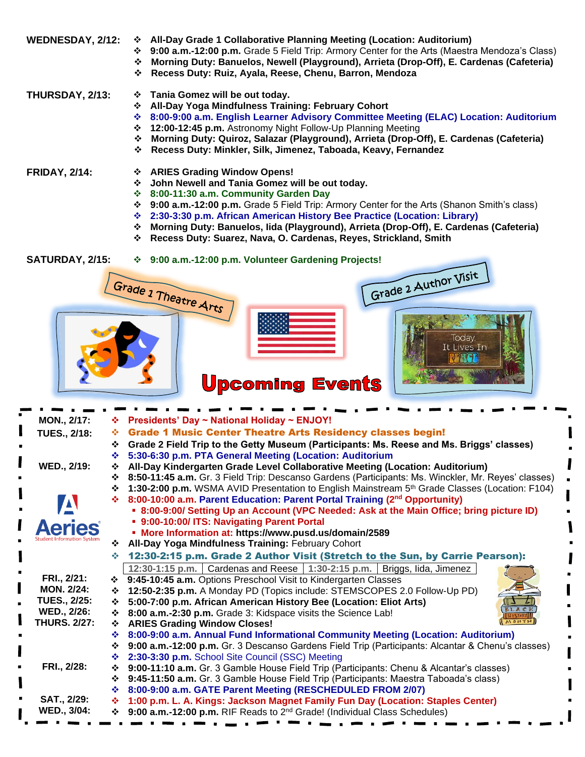**WEDNESDAY, 2/12:**

- **All-Day Grade 1 Collaborative Planning Meeting (Location: Auditorium)**
- **9:00 a.m.-12:00 p.m.** Grade 5 Field Trip: Armory Center for the Arts (Maestra Mendoza's Class)
- **Morning Duty: Banuelos, Newell (Playground), Arrieta (Drop-Off), E. Cardenas (Cafeteria)**
- **Recess Duty: Ruiz, Ayala, Reese, Chenu, Barron, Mendoza**

**THURSDAY, 2/13:**

- **Tania Gomez will be out today.**
- **All-Day Yoga Mindfulness Training: February Cohort**
- **8:00-9:00 a.m. English Learner Advisory Committee Meeting (ELAC) Location: Auditorium**
- **12:00-12:45 p.m.** Astronomy Night Follow-Up Planning Meeting
- **Morning Duty: Quiroz, Salazar (Playground), Arrieta (Drop-Off), E. Cardenas (Cafeteria)**
- **Recess Duty: Minkler, Silk, Jimenez, Taboada, Keavy, Fernandez**

**FRIDAY, 2/14:**

- **ARIES Grading Window Opens!**
- **John Newell and Tania Gomez will be out today.**
- **8:00-11:30 a.m. Community Garden Day**
- **9:00 a.m.-12:00 p.m.** Grade 5 Field Trip: Armory Center for the Arts (Shanon Smith's class)
- **2:30-3:30 p.m. African American History Bee Practice (Location: Library)**
- **Morning Duty: Banuelos, Iida (Playground), Arrieta (Drop-Off), E. Cardenas (Cafeteria)**
- **Recess Duty: Suarez, Nava, O. Cardenas, Reyes, Strickland, Smith**

**SATURDAY, 2/15:**

- **9:00 a.m.-12:00 p.m. Volunteer Gardening Projects!**

Grade 1 Theatre Arts

Grade 2 Author Visit

Today It Lives In PEACE

# Upcoming Events

**MON., 2/17:**

- **Presidents' Day ~ National Holiday ~ ENJOY!**

**TUES., 2/18:**

- **Grade 1 Music Center Theatre Arts Residency classes begin!**
- **Grade 2 Field Trip to the Getty Museum (Participants: Ms. Reese and Ms. Briggs' classes)**
- **5:30-6:30 p.m. PTA General Meeting (Location: Auditorium)**

**WED., 2/19:**

- **All-Day Kindergarten Grade Level Collaborative Meeting (Location: Auditorium)**
- **8:50-11:45 a.m.** Gr. 3 Field Trip: Descanso Gardens (Participants: Ms. Winckler, Mr. Reyes' classes)
- **1:30-2:00 p.m.** WSMA AVID Presentation to English Mainstream 5th Grade Classes (Location: F104)
- **8:00-10:00 a.m. Parent Education: Parent Portal Training (2nd Opportunity)**
  - **8:00-9:00/ Setting Up an Account (VPC Needed: Ask at the Main Office; bring picture ID)**
  - **9:00-10:00/ ITS: Navigating Parent Portal**
  - **More Information at: https://www.pusd.us/domain/2589**
- **All-Day Yoga Mindfulness Training:** February Cohort
- **12:30-2:15 p.m. Grade 2 Author Visit (Stretch to the Sun, by Carrie Pearson):**

| | | | |
|---|---|---|---|
| 12:30-1:15 p.m. | Cardenas and Reese | 1:30-2:15 p.m. | Briggs, Iida, Jimenez |

Aeries Student Information System

**FRI., 2/21:**

- **9:45-10:45 a.m.** Options Preschool Visit to Kindergarten Classes

**MON. 2/24:**

- **12:50-2:35 p.m.** A Monday PD (Topics include: STEMSCOPES 2.0 Follow-Up PD)

**TUES., 2/25:**

- **5:00-7:00 p.m. African American History Bee (Location: Eliot Arts)**

**WED., 2/26:**

- **8:00 a.m.-2:30 p.m.** Grade 3: Kidspace visits the Science Lab!

**THURS. 2/27:**

- **ARIES Grading Window Closes!**
- **8:00-9:00 a.m. Annual Fund Informational Community Meeting (Location: Auditorium)**
- **9:00 a.m.-12:00 p.m.** Gr. 3 Descanso Gardens Field Trip (Participants: Alcantar & Chenu's classes)
- **2:30-3:30 p.m.** School Site Council (SSC) Meeting

**FRI., 2/28:**

- **9:00-11:10 a.m.** Gr. 3 Gamble House Field Trip (Participants: Chenu & Alcantar's classes)
- **9:45-11:50 a.m.** Gr. 3 Gamble House Field Trip (Participants: Maestra Taboada's class)
- **8:00-9:00 a.m. GATE Parent Meeting (RESCHEDULED FROM 2/07)**

**SAT., 2/29:**

- **1:00 p.m. L. A. Kings: Jackson Magnet Family Fun Day (Location: Staples Center)**

**WED., 3/04:**

- **9:00 a.m.-12:00 p.m.** RIF Reads to 2nd Grade! (Individual Class Schedules)